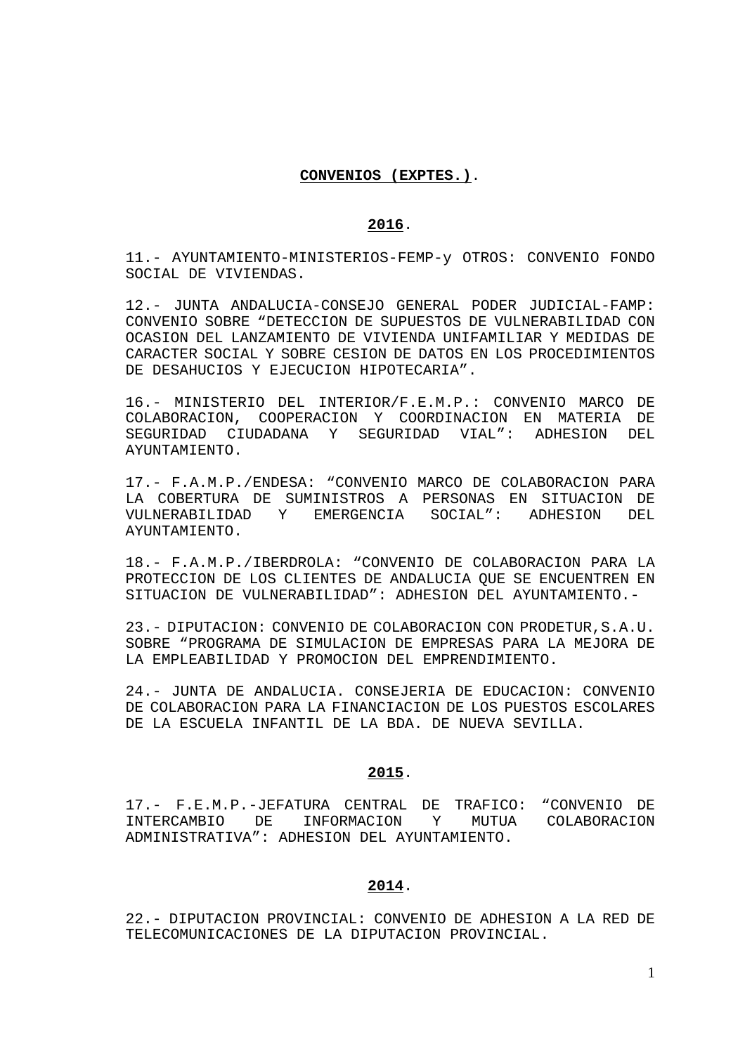# **CONVENIOS (EXPTES.)**.

## **2016**.

11.- AYUNTAMIENTO-MINISTERIOS-FEMP-y OTROS: CONVENIO FONDO SOCIAL DE VIVIENDAS.

12.- JUNTA ANDALUCIA-CONSEJO GENERAL PODER JUDICIAL-FAMP: CONVENIO SOBRE "DETECCION DE SUPUESTOS DE VULNERABILIDAD CON OCASION DEL LANZAMIENTO DE VIVIENDA UNIFAMILIAR Y MEDIDAS DE CARACTER SOCIAL Y SOBRE CESION DE DATOS EN LOS PROCEDIMIENTOS DE DESAHUCIOS Y EJECUCION HIPOTECARIA".

16.- MINISTERIO DEL INTERIOR/F.E.M.P.: CONVENIO MARCO DE COLABORACION, COOPERACION Y COORDINACION EN MATERIA DE SEGURIDAD CIUDADANA Y SEGURIDAD VIAL": ADHESION DEL AYUNTAMIENTO.

17.- F.A.M.P./ENDESA: "CONVENIO MARCO DE COLABORACION PARA LA COBERTURA DE SUMINISTROS A PERSONAS EN SITUACION DE VULNERABILIDAD Y EMERGENCIA SOCIAL": ADHESION DEL AYUNTAMIENTO.

18.- F.A.M.P./IBERDROLA: "CONVENIO DE COLABORACION PARA LA PROTECCION DE LOS CLIENTES DE ANDALUCIA QUE SE ENCUENTREN EN SITUACION DE VULNERABILIDAD": ADHESION DEL AYUNTAMIENTO.-

23.- DIPUTACION: CONVENIO DE COLABORACION CON PRODETUR,S.A.U. SOBRE "PROGRAMA DE SIMULACION DE EMPRESAS PARA LA MEJORA DE LA EMPLEABILIDAD Y PROMOCION DEL EMPRENDIMIENTO.

24.- JUNTA DE ANDALUCIA. CONSEJERIA DE EDUCACION: CONVENIO DE COLABORACION PARA LA FINANCIACION DE LOS PUESTOS ESCOLARES DE LA ESCUELA INFANTIL DE LA BDA. DE NUEVA SEVILLA.

## **2015**.

17.- F.E.M.P.-JEFATURA CENTRAL DE TRAFICO: "CONVENIO DE INTERCAMBIO DE INFORMACION Y MUTUA COLABORACION ADMINISTRATIVA": ADHESION DEL AYUNTAMIENTO.

## **2014**.

22.- DIPUTACION PROVINCIAL: CONVENIO DE ADHESION A LA RED DE TELECOMUNICACIONES DE LA DIPUTACION PROVINCIAL.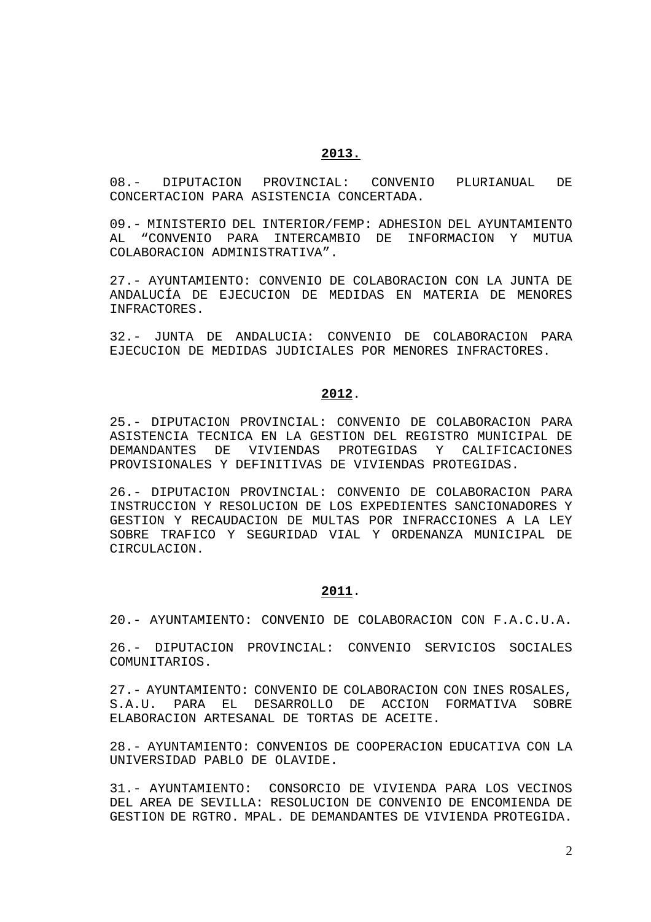**2013.**

08.- DIPUTACION PROVINCIAL: CONVENIO PLURIANUAL DE CONCERTACION PARA ASISTENCIA CONCERTADA.

09.- MINISTERIO DEL INTERIOR/FEMP: ADHESION DEL AYUNTAMIENTO AL “CONVENIO PARA INTERCAMBIO DE INFORMACION Y MUTUA COLABORACION ADMINISTRATIVA”.

27.- AYUNTAMIENTO: CONVENIO DE COLABORACION CON LA JUNTA DE ANDALUCÍA DE EJECUCION DE MEDIDAS EN MATERIA DE MENORES INFRACTORES.

32.- JUNTA DE ANDALUCIA: CONVENIO DE COLABORACION PARA EJECUCION DE MEDIDAS JUDICIALES POR MENORES INFRACTORES.

**2012**.

25.- DIPUTACION PROVINCIAL: CONVENIO DE COLABORACION PARA ASISTENCIA TECNICA EN LA GESTION DEL REGISTRO MUNICIPAL DE DEMANDANTES DE VIVIENDAS PROTEGIDAS Y CALIFICACIONES PROVISIONALES Y DEFINITIVAS DE VIVIENDAS PROTEGIDAS.

26.- DIPUTACION PROVINCIAL: CONVENIO DE COLABORACION PARA INSTRUCCION Y RESOLUCION DE LOS EXPEDIENTES SANCIONADORES Y GESTION Y RECAUDACION DE MULTAS POR INFRACCIONES A LA LEY SOBRE TRAFICO Y SEGURIDAD VIAL Y ORDENANZA MUNICIPAL DE CIRCULACION.

**2011**.

20.- AYUNTAMIENTO: CONVENIO DE COLABORACION CON F.A.C.U.A.

26.- DIPUTACION PROVINCIAL: CONVENIO SERVICIOS SOCIALES COMUNITARIOS.

27.- AYUNTAMIENTO: CONVENIO DE COLABORACION CON INES ROSALES, S.A.U. PARA EL DESARROLLO DE ACCION FORMATIVA SOBRE ELABORACION ARTESANAL DE TORTAS DE ACEITE.

28.- AYUNTAMIENTO: CONVENIOS DE COOPERACION EDUCATIVA CON LA UNIVERSIDAD PABLO DE OLAVIDE.

31.- AYUNTAMIENTO: CONSORCIO DE VIVIENDA PARA LOS VECINOS DEL AREA DE SEVILLA: RESOLUCION DE CONVENIO DE ENCOMIENDA DE GESTION DE RGTRO. MPAL. DE DEMANDANTES DE VIVIENDA PROTEGIDA.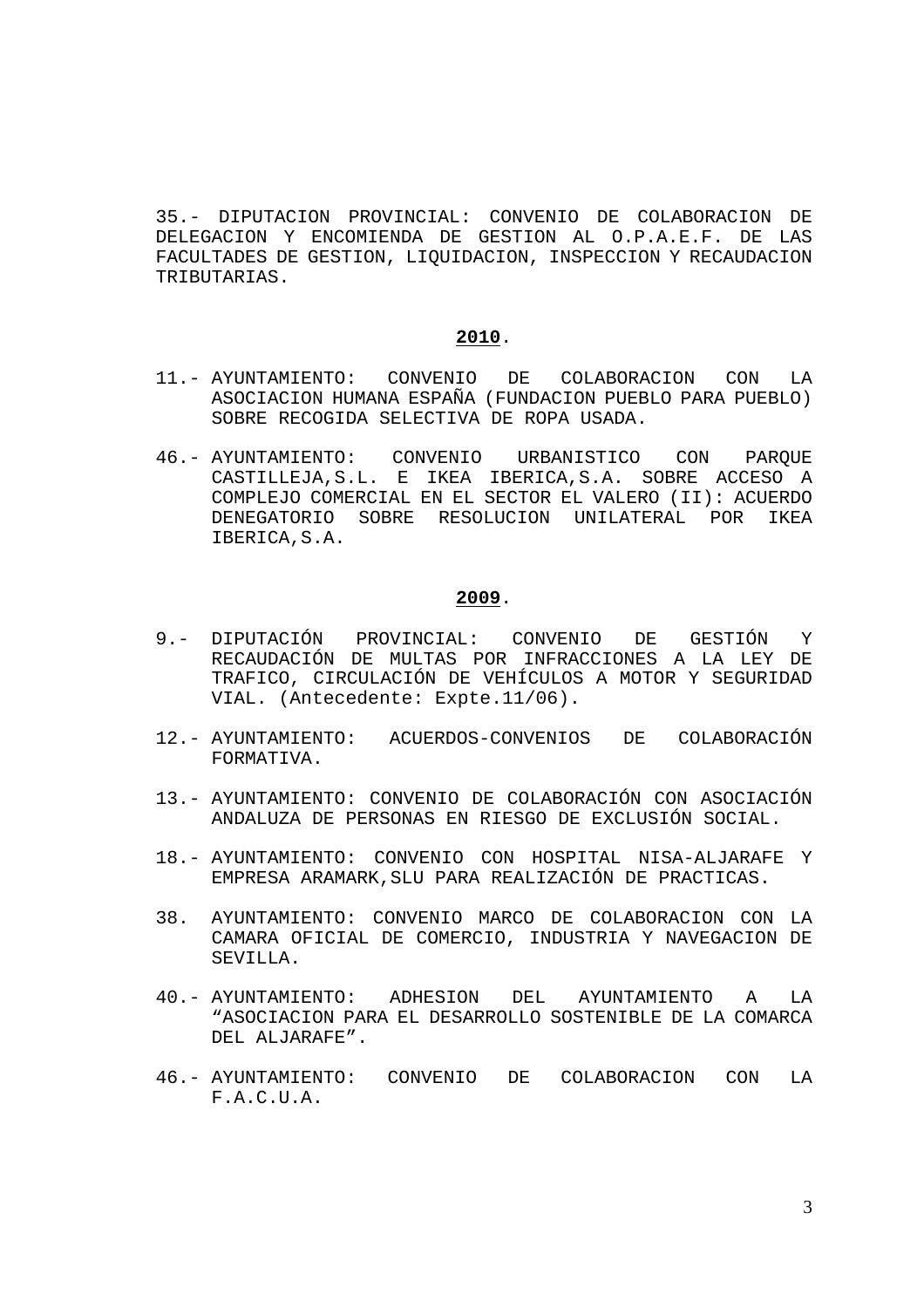35.- DIPUTACION PROVINCIAL: CONVENIO DE COLABORACION DE DELEGACION Y ENCOMIENDA DE GESTION AL O.P.A.E.F. DE LAS FACULTADES DE GESTION, LIQUIDACION, INSPECCION Y RECAUDACION TRIBUTARIAS.

## **2010**.

11.- AYUNTAMIENTO: CONVENIO DE COLABORACION CON LA ASOCIACION HUMANA ESPAÑA (FUNDACION PUEBLO PARA PUEBLO) SOBRE RECOGIDA SELECTIVA DE ROPA USADA.

46.- AYUNTAMIENTO: CONVENIO URBANISTICO CON PARQUE CASTILLEJA,S.L. E IKEA IBERICA,S.A. SOBRE ACCESO A COMPLEJO COMERCIAL EN EL SECTOR EL VALERO (II): ACUERDO DENEGATORIO SOBRE RESOLUCION UNILATERAL POR IKEA IBERICA,S.A.

## **2009**.

9.- DIPUTACIÓN PROVINCIAL: CONVENIO DE GESTIÓN Y RECAUDACIÓN DE MULTAS POR INFRACCIONES A LA LEY DE TRAFICO, CIRCULACIÓN DE VEHÍCULOS A MOTOR Y SEGURIDAD VIAL. (Antecedente: Expte.11/06).

12.- AYUNTAMIENTO: ACUERDOS-CONVENIOS DE COLABORACIÓN FORMATIVA.

13.- AYUNTAMIENTO: CONVENIO DE COLABORACIÓN CON ASOCIACIÓN ANDALUZA DE PERSONAS EN RIESGO DE EXCLUSIÓN SOCIAL.

18.- AYUNTAMIENTO: CONVENIO CON HOSPITAL NISA-ALJARAFE Y EMPRESA ARAMARK,SLU PARA REALIZACIÓN DE PRACTICAS.

38. AYUNTAMIENTO: CONVENIO MARCO DE COLABORACION CON LA CAMARA OFICIAL DE COMERCIO, INDUSTRIA Y NAVEGACION DE SEVILLA.

40.- AYUNTAMIENTO: ADHESION DEL AYUNTAMIENTO A LA "ASOCIACION PARA EL DESARROLLO SOSTENIBLE DE LA COMARCA DEL ALJARAFE".

46.- AYUNTAMIENTO: CONVENIO DE COLABORACION CON LA F.A.C.U.A.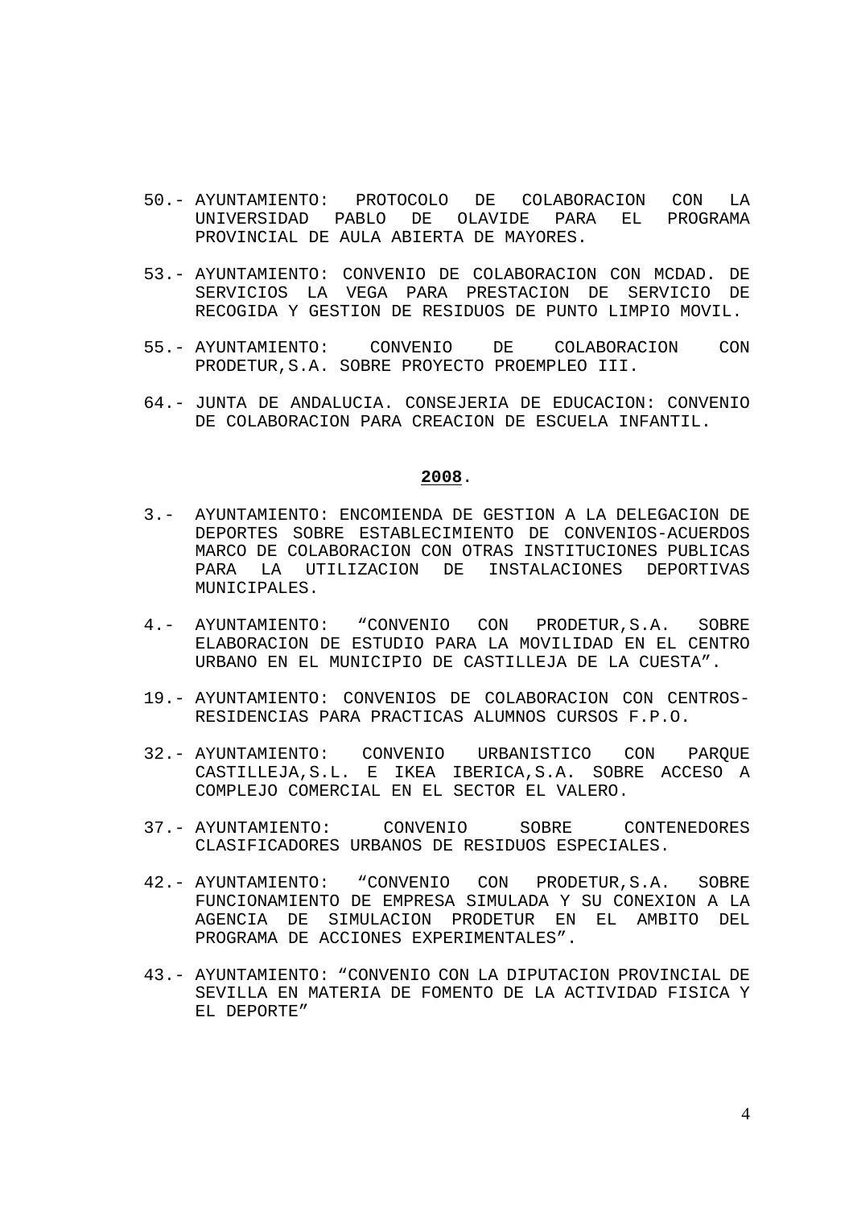50.- AYUNTAMIENTO: PROTOCOLO DE COLABORACION CON LA UNIVERSIDAD PABLO DE OLAVIDE PARA EL PROGRAMA PROVINCIAL DE AULA ABIERTA DE MAYORES.

53.- AYUNTAMIENTO: CONVENIO DE COLABORACION CON MCDAD. DE SERVICIOS LA VEGA PARA PRESTACION DE SERVICIO DE RECOGIDA Y GESTION DE RESIDUOS DE PUNTO LIMPIO MOVIL.

55.- AYUNTAMIENTO: CONVENIO DE COLABORACION CON PRODETUR,S.A. SOBRE PROYECTO PROEMPLEO III.

64.- JUNTA DE ANDALUCIA. CONSEJERIA DE EDUCACION: CONVENIO DE COLABORACION PARA CREACION DE ESCUELA INFANTIL.

**2008**.

3.- AYUNTAMIENTO: ENCOMIENDA DE GESTION A LA DELEGACION DE DEPORTES SOBRE ESTABLECIMIENTO DE CONVENIOS-ACUERDOS MARCO DE COLABORACION CON OTRAS INSTITUCIONES PUBLICAS PARA LA UTILIZACION DE INSTALACIONES DEPORTIVAS MUNICIPALES.

4.- AYUNTAMIENTO: "CONVENIO CON PRODETUR,S.A. SOBRE ELABORACION DE ESTUDIO PARA LA MOVILIDAD EN EL CENTRO URBANO EN EL MUNICIPIO DE CASTILLEJA DE LA CUESTA".

19.- AYUNTAMIENTO: CONVENIOS DE COLABORACION CON CENTROS-RESIDENCIAS PARA PRACTICAS ALUMNOS CURSOS F.P.O.

32.- AYUNTAMIENTO: CONVENIO URBANISTICO CON PARQUE CASTILLEJA,S.L. E IKEA IBERICA,S.A. SOBRE ACCESO A COMPLEJO COMERCIAL EN EL SECTOR EL VALERO.

37.- AYUNTAMIENTO: CONVENIO SOBRE CONTENEDORES CLASIFICADORES URBANOS DE RESIDUOS ESPECIALES.

42.- AYUNTAMIENTO: "CONVENIO CON PRODETUR,S.A. SOBRE FUNCIONAMIENTO DE EMPRESA SIMULADA Y SU CONEXION A LA AGENCIA DE SIMULACION PRODETUR EN EL AMBITO DEL PROGRAMA DE ACCIONES EXPERIMENTALES".

43.- AYUNTAMIENTO: "CONVENIO CON LA DIPUTACION PROVINCIAL DE SEVILLA EN MATERIA DE FOMENTO DE LA ACTIVIDAD FISICA Y EL DEPORTE"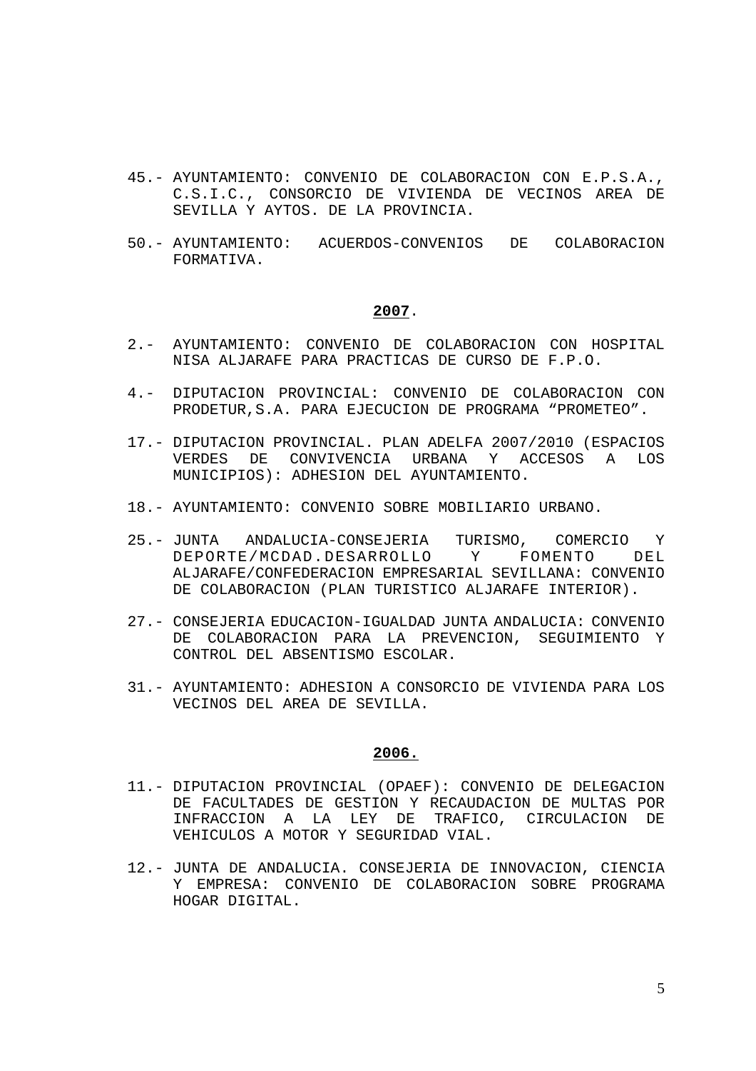45.- AYUNTAMIENTO: CONVENIO DE COLABORACION CON E.P.S.A., C.S.I.C., CONSORCIO DE VIVIENDA DE VECINOS AREA DE SEVILLA Y AYTOS. DE LA PROVINCIA.

50.- AYUNTAMIENTO: ACUERDOS-CONVENIOS DE COLABORACION FORMATIVA.

**2007**.

2.- AYUNTAMIENTO: CONVENIO DE COLABORACION CON HOSPITAL NISA ALJARAFE PARA PRACTICAS DE CURSO DE F.P.O.

4.- DIPUTACION PROVINCIAL: CONVENIO DE COLABORACION CON PRODETUR,S.A. PARA EJECUCION DE PROGRAMA "PROMETEO".

17.- DIPUTACION PROVINCIAL. PLAN ADELFA 2007/2010 (ESPACIOS VERDES DE CONVIVENCIA URBANA Y ACCESOS A LOS MUNICIPIOS): ADHESION DEL AYUNTAMIENTO.

18.- AYUNTAMIENTO: CONVENIO SOBRE MOBILIARIO URBANO.

25.- JUNTA ANDALUCIA-CONSEJERIA TURISMO, COMERCIO Y DEPORTE/MCDAD.DESARROLLO Y FOMENTO DEL ALJARAFE/CONFEDERACION EMPRESARIAL SEVILLANA: CONVENIO DE COLABORACION (PLAN TURISTICO ALJARAFE INTERIOR).

27.- CONSEJERIA EDUCACION-IGUALDAD JUNTA ANDALUCIA: CONVENIO DE COLABORACION PARA LA PREVENCION, SEGUIMIENTO Y CONTROL DEL ABSENTISMO ESCOLAR.

31.- AYUNTAMIENTO: ADHESION A CONSORCIO DE VIVIENDA PARA LOS VECINOS DEL AREA DE SEVILLA.

**2006.**

11.- DIPUTACION PROVINCIAL (OPAEF): CONVENIO DE DELEGACION DE FACULTADES DE GESTION Y RECAUDACION DE MULTAS POR INFRACCION A LA LEY DE TRAFICO, CIRCULACION DE VEHICULOS A MOTOR Y SEGURIDAD VIAL.

12.- JUNTA DE ANDALUCIA. CONSEJERIA DE INNOVACION, CIENCIA Y EMPRESA: CONVENIO DE COLABORACION SOBRE PROGRAMA HOGAR DIGITAL.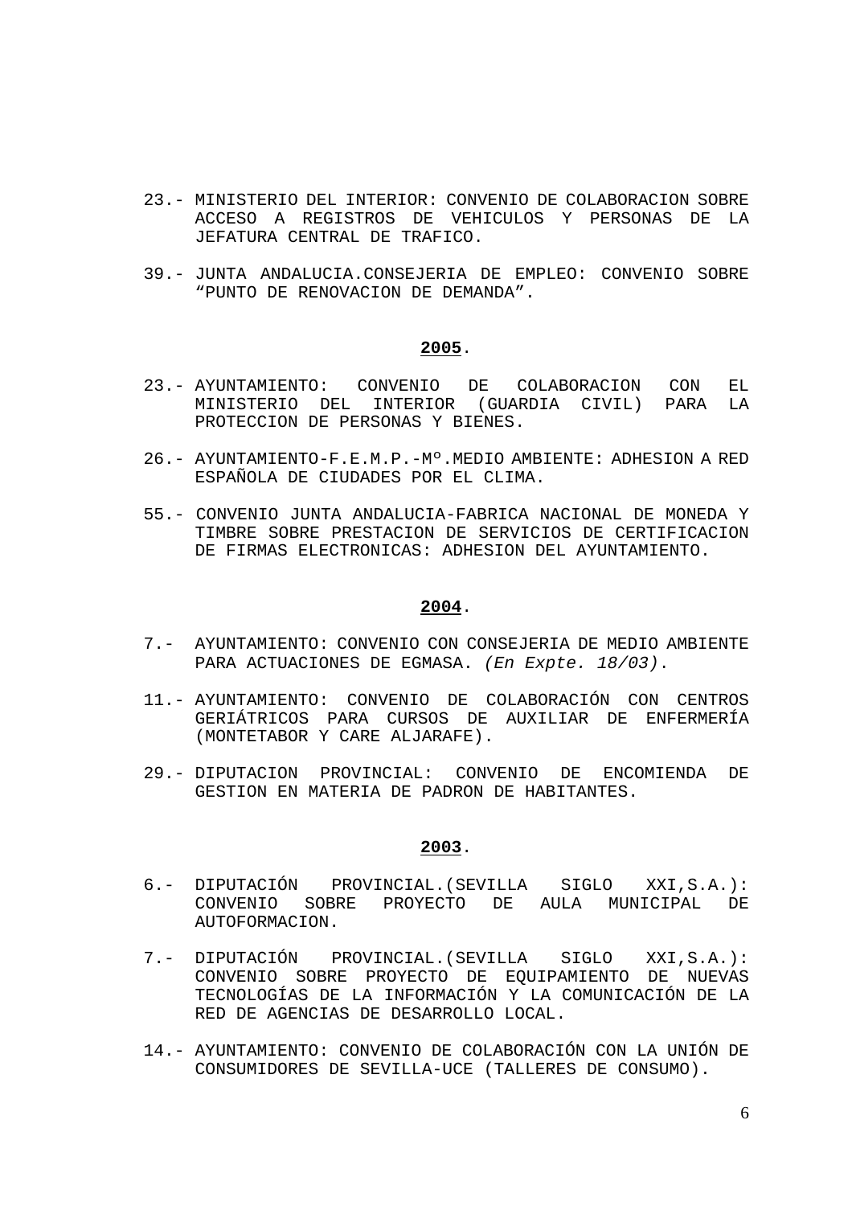23.- MINISTERIO DEL INTERIOR: CONVENIO DE COLABORACION SOBRE ACCESO A REGISTROS DE VEHICULOS Y PERSONAS DE LA JEFATURA CENTRAL DE TRAFICO.

39.- JUNTA ANDALUCIA.CONSEJERIA DE EMPLEO: CONVENIO SOBRE “PUNTO DE RENOVACION DE DEMANDA”.

**2005**.

23.- AYUNTAMIENTO: CONVENIO DE COLABORACION CON EL MINISTERIO DEL INTERIOR (GUARDIA CIVIL) PARA LA PROTECCION DE PERSONAS Y BIENES.

26.- AYUNTAMIENTO-F.E.M.P.-Mº.MEDIO AMBIENTE: ADHESION A RED ESPAÑOLA DE CIUDADES POR EL CLIMA.

55.- CONVENIO JUNTA ANDALUCIA-FABRICA NACIONAL DE MONEDA Y TIMBRE SOBRE PRESTACION DE SERVICIOS DE CERTIFICACION DE FIRMAS ELECTRONICAS: ADHESION DEL AYUNTAMIENTO.

**2004**.

7.- AYUNTAMIENTO: CONVENIO CON CONSEJERIA DE MEDIO AMBIENTE PARA ACTUACIONES DE EGMASA. *(En Expte. 18/03)*.

11.- AYUNTAMIENTO: CONVENIO DE COLABORACIÓN CON CENTROS GERIÁTRICOS PARA CURSOS DE AUXILIAR DE ENFERMERÍA (MONTETABOR Y CARE ALJARAFE).

29.- DIPUTACION PROVINCIAL: CONVENIO DE ENCOMIENDA DE GESTION EN MATERIA DE PADRON DE HABITANTES.

**2003**.

6.- DIPUTACIÓN PROVINCIAL.(SEVILLA SIGLO XXI,S.A.): CONVENIO SOBRE PROYECTO DE AULA MUNICIPAL DE AUTOFORMACION.

7.- DIPUTACIÓN PROVINCIAL.(SEVILLA SIGLO XXI,S.A.): CONVENIO SOBRE PROYECTO DE EQUIPAMIENTO DE NUEVAS TECNOLOGÍAS DE LA INFORMACIÓN Y LA COMUNICACIÓN DE LA RED DE AGENCIAS DE DESARROLLO LOCAL.

14.- AYUNTAMIENTO: CONVENIO DE COLABORACIÓN CON LA UNIÓN DE CONSUMIDORES DE SEVILLA-UCE (TALLERES DE CONSUMO).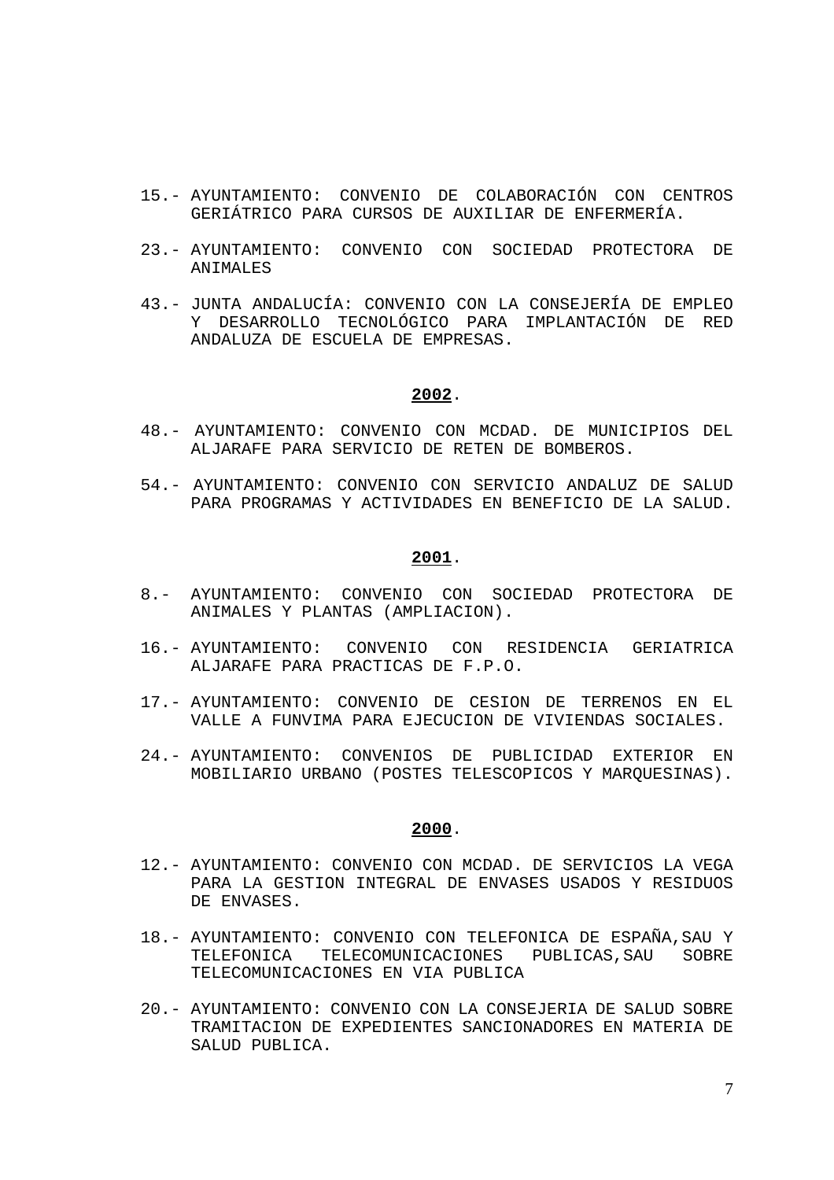15.- AYUNTAMIENTO: CONVENIO DE COLABORACIÓN CON CENTROS GERIÁTRICO PARA CURSOS DE AUXILIAR DE ENFERMERÍA.

23.- AYUNTAMIENTO: CONVENIO CON SOCIEDAD PROTECTORA DE ANIMALES

43.- JUNTA ANDALUCÍA: CONVENIO CON LA CONSEJERÍA DE EMPLEO Y DESARROLLO TECNOLÓGICO PARA IMPLANTACIÓN DE RED ANDALUZA DE ESCUELA DE EMPRESAS.

## **2002**.

48.- AYUNTAMIENTO: CONVENIO CON MCDAD. DE MUNICIPIOS DEL ALJARAFE PARA SERVICIO DE RETEN DE BOMBEROS.

54.- AYUNTAMIENTO: CONVENIO CON SERVICIO ANDALUZ DE SALUD PARA PROGRAMAS Y ACTIVIDADES EN BENEFICIO DE LA SALUD.

## **2001**.

8.- AYUNTAMIENTO: CONVENIO CON SOCIEDAD PROTECTORA DE ANIMALES Y PLANTAS (AMPLIACION).

16.- AYUNTAMIENTO: CONVENIO CON RESIDENCIA GERIATRICA ALJARAFE PARA PRACTICAS DE F.P.O.

17.- AYUNTAMIENTO: CONVENIO DE CESION DE TERRENOS EN EL VALLE A FUNVIMA PARA EJECUCION DE VIVIENDAS SOCIALES.

24.- AYUNTAMIENTO: CONVENIOS DE PUBLICIDAD EXTERIOR EN MOBILIARIO URBANO (POSTES TELESCOPICOS Y MARQUESINAS).

## **2000**.

12.- AYUNTAMIENTO: CONVENIO CON MCDAD. DE SERVICIOS LA VEGA PARA LA GESTION INTEGRAL DE ENVASES USADOS Y RESIDUOS DE ENVASES.

18.- AYUNTAMIENTO: CONVENIO CON TELEFONICA DE ESPAÑA,SAU Y TELEFONICA TELECOMUNICACIONES PUBLICAS,SAU SOBRE TELECOMUNICACIONES EN VIA PUBLICA

20.- AYUNTAMIENTO: CONVENIO CON LA CONSEJERIA DE SALUD SOBRE TRAMITACION DE EXPEDIENTES SANCIONADORES EN MATERIA DE SALUD PUBLICA.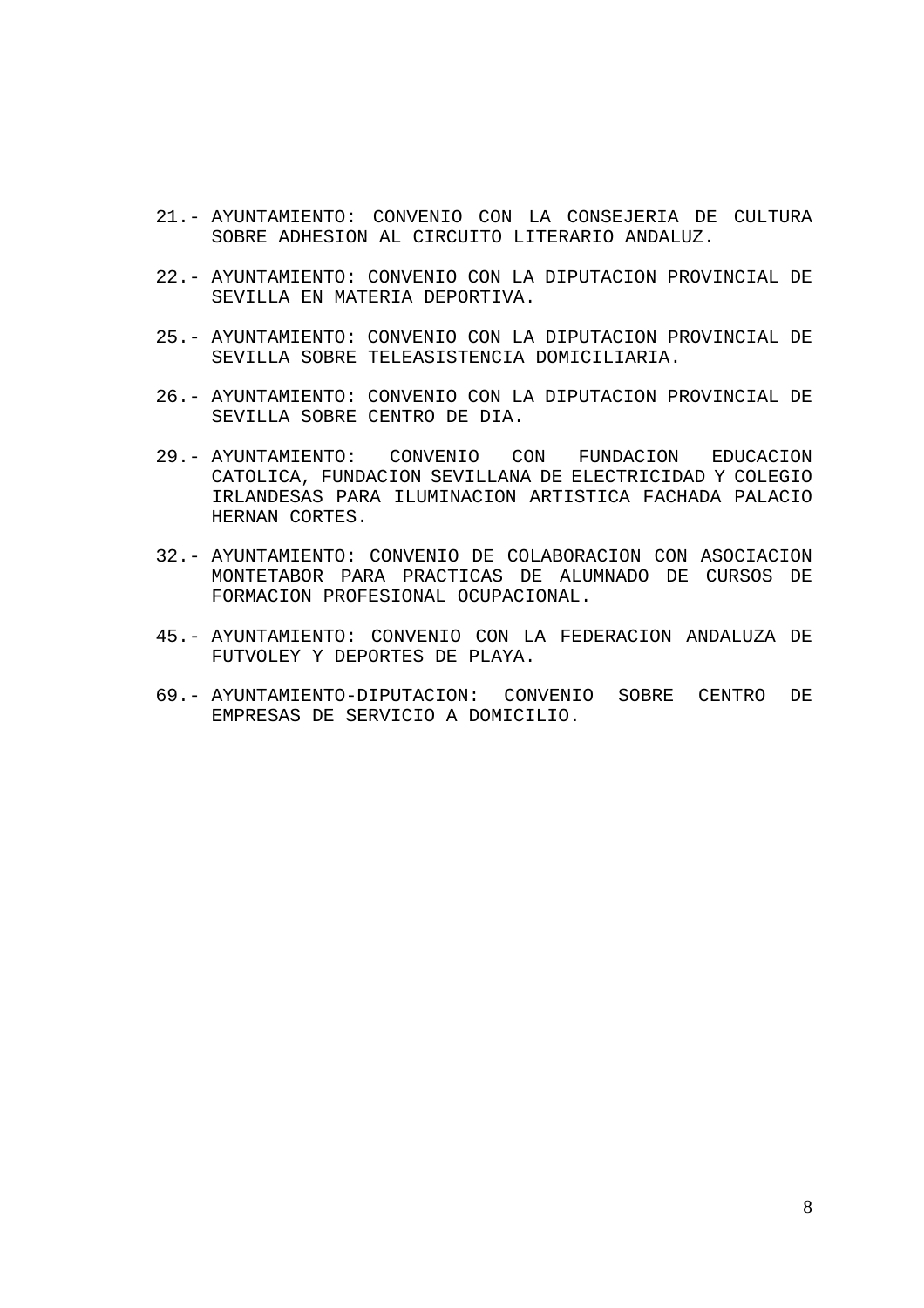21.- AYUNTAMIENTO: CONVENIO CON LA CONSEJERIA DE CULTURA SOBRE ADHESION AL CIRCUITO LITERARIO ANDALUZ.

22.- AYUNTAMIENTO: CONVENIO CON LA DIPUTACION PROVINCIAL DE SEVILLA EN MATERIA DEPORTIVA.

25.- AYUNTAMIENTO: CONVENIO CON LA DIPUTACION PROVINCIAL DE SEVILLA SOBRE TELEASISTENCIA DOMICILIARIA.

26.- AYUNTAMIENTO: CONVENIO CON LA DIPUTACION PROVINCIAL DE SEVILLA SOBRE CENTRO DE DIA.

29.- AYUNTAMIENTO: CONVENIO CON FUNDACION EDUCACION CATOLICA, FUNDACION SEVILLANA DE ELECTRICIDAD Y COLEGIO IRLANDESAS PARA ILUMINACION ARTISTICA FACHADA PALACIO HERNAN CORTES.

32.- AYUNTAMIENTO: CONVENIO DE COLABORACION CON ASOCIACION MONTETABOR PARA PRACTICAS DE ALUMNADO DE CURSOS DE FORMACION PROFESIONAL OCUPACIONAL.

45.- AYUNTAMIENTO: CONVENIO CON LA FEDERACION ANDALUZA DE FUTVOLEY Y DEPORTES DE PLAYA.

69.- AYUNTAMIENTO-DIPUTACION: CONVENIO SOBRE CENTRO DE EMPRESAS DE SERVICIO A DOMICILIO.